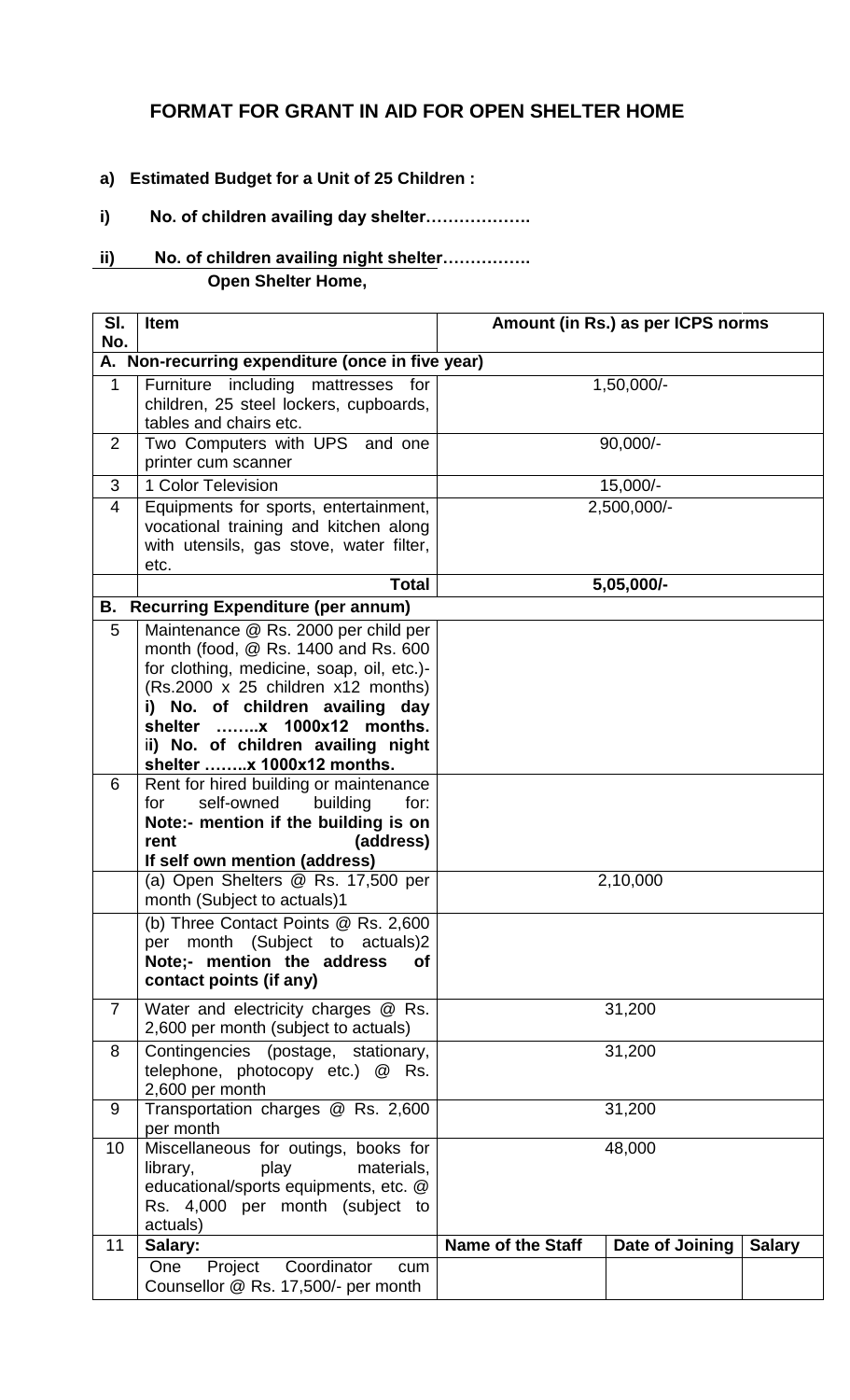# FORMAT FOR GRANT IN AID FOR OPEN SHELTER HOME

**a) Estimated Budget for a Unit of 25 Children :**

**i) No. of children availing day shelter……………….**

**ii) No. of children availing night shelter…………….**

**Open Shelter Home,**

| Sl. No. | Item | Amount (in Rs.) as per ICPS norms | | |
|---|---|---|---|---|
| **A. Non-recurring expenditure (once in five year)** | | | | |
| 1 | Furniture including mattresses for children, 25 steel lockers, cupboards, tables and chairs etc. | 1,50,000/- | | |
| 2 | Two Computers with UPS and one printer cum scanner | 90,000/- | | |
| 3 | 1 Color Television | 15,000/- | | |
| 4 | Equipments for sports, entertainment, vocational training and kitchen along with utensils, gas stove, water filter, etc. | 2,500,000/- | | |
| | **Total** | **5,05,000/-** | | |
| **B. Recurring Expenditure (per annum)** | | | | |
| 5 | Maintenance @ Rs. 2000 per child per month (food, @ Rs. 1400 and Rs. 600 for clothing, medicine, soap, oil, etc.)- (Rs.2000 x 25 children x12 months) **i) No. of children availing day shelter ……..x 1000x12 months. ii) No. of children availing night shelter ……..x 1000x12 months.** | | | |
| 6 | Rent for hired building or maintenance for self-owned building for: **Note:- mention if the building is on rent (address) If self own mention (address)** | | | |
| | (a) Open Shelters @ Rs. 17,500 per month (Subject to actuals)1 | 2,10,000 | | |
| | (b) Three Contact Points @ Rs. 2,600 per month (Subject to actuals)2 **Note;- mention the address of contact points (if any)** | | | |
| 7 | Water and electricity charges @ Rs. 2,600 per month (subject to actuals) | 31,200 | | |
| 8 | Contingencies (postage, stationary, telephone, photocopy etc.) @ Rs. 2,600 per month | 31,200 | | |
| 9 | Transportation charges @ Rs. 2,600 per month | 31,200 | | |
| 10 | Miscellaneous for outings, books for library, play materials, educational/sports equipments, etc. @ Rs. 4,000 per month (subject to actuals) | 48,000 | | |
| 11 | **Salary:** | **Name of the Staff** | **Date of Joining** | **Salary** |
| | One Project Coordinator cum Counsellor @ Rs. 17,500/- per month | | | |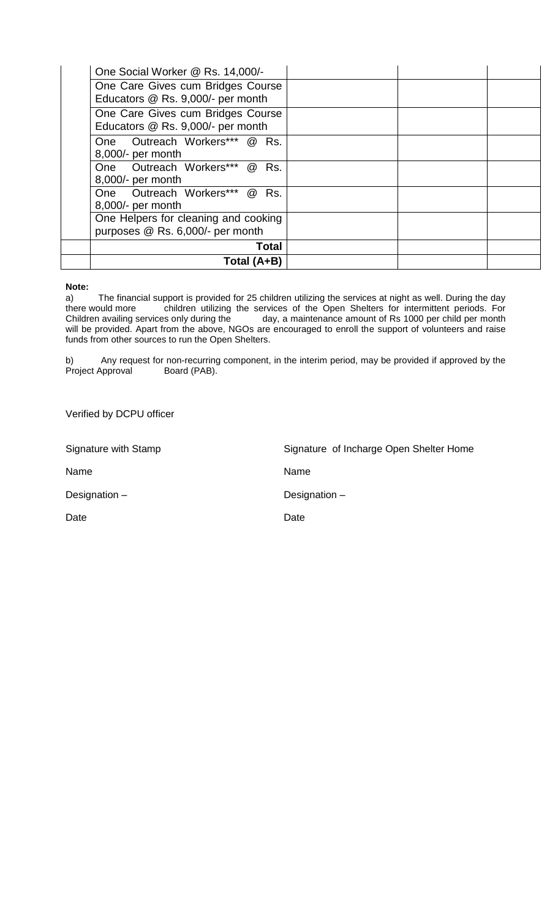| | | | | |
|---|---|---|---|---|
| | One Social Worker @ Rs. 14,000/- | | | |
| | One Care Gives cum Bridges Course Educators @ Rs. 9,000/- per month | | | |
| | One Care Gives cum Bridges Course Educators @ Rs. 9,000/- per month | | | |
| | One Outreach Workers*** @ Rs. 8,000/- per month | | | |
| | One Outreach Workers*** @ Rs. 8,000/- per month | | | |
| | One Outreach Workers*** @ Rs. 8,000/- per month | | | |
| | One Helpers for cleaning and cooking purposes @ Rs. 6,000/- per month | | | |
| | **Total** | | | |
| | **Total (A+B)** | | | |

**Note:**

a) The financial support is provided for 25 children utilizing the services at night as well. During the day there would more children utilizing the services of the Open Shelters for intermittent periods. For Children availing services only during the day, a maintenance amount of Rs 1000 per child per month will be provided. Apart from the above, NGOs are encouraged to enroll the support of volunteers and raise funds from other sources to run the Open Shelters.

b) Any request for non-recurring component, in the interim period, may be provided if approved by the Project Approval Board (PAB).

Verified by DCPU officer

Signature with Stamp

Name

Designation –

Date

Signature of Incharge Open Shelter Home

Name

Designation –

Date